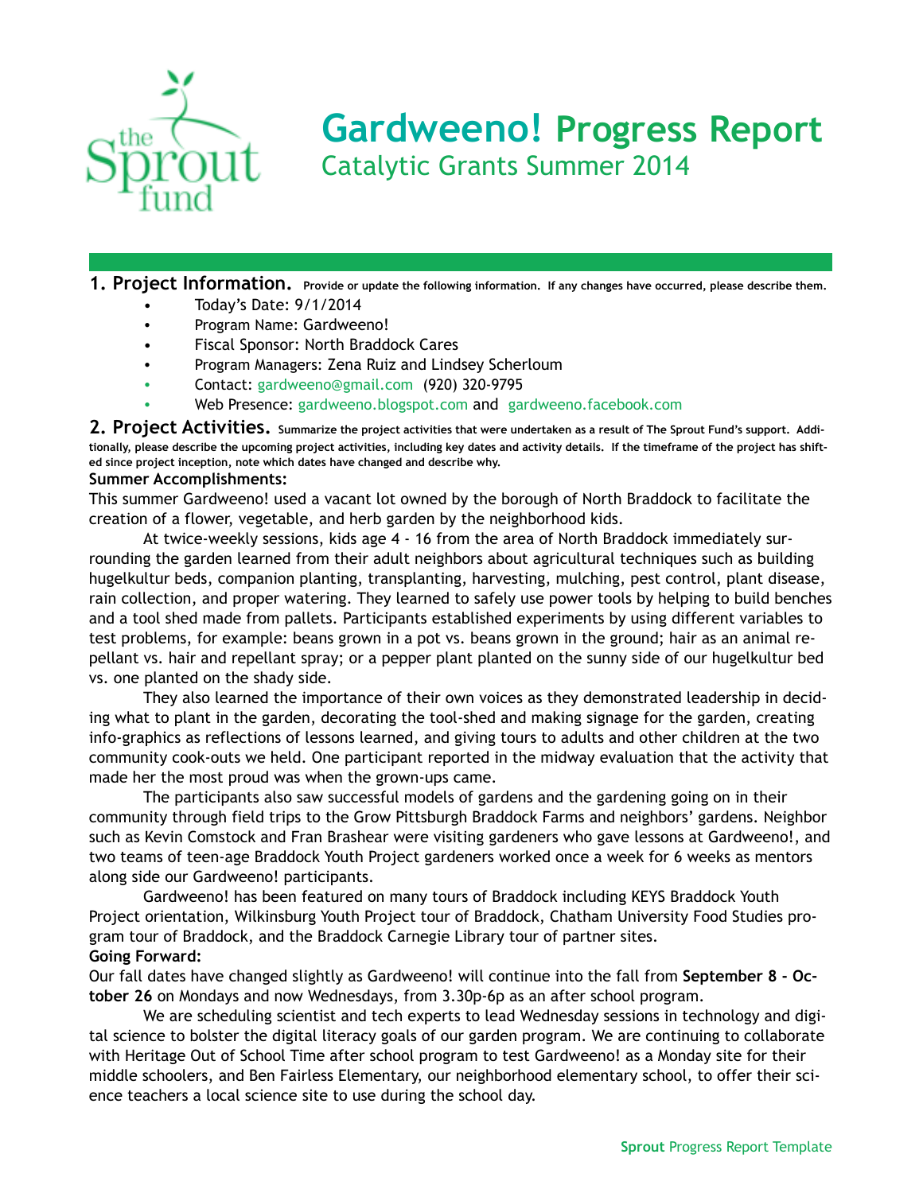# Gardweeno! Progress Report
## Catalytic Grants Summer 2014

**1. Project Information.** **Provide or update the following information. If any changes have occurred, please describe them.**

- Today's Date: 9/1/2014
- Program Name: Gardweeno!
- Fiscal Sponsor: North Braddock Cares
- Program Managers: Zena Ruiz and Lindsey Scherloum
- Contact: gardweeno@gmail.com (920) 320-9795
- Web Presence: gardweeno.blogspot.com and gardweeno.facebook.com

**2. Project Activities.** **Summarize the project activities that were undertaken as a result of The Sprout Fund's support. Additionally, please describe the upcoming project activities, including key dates and activity details. If the timeframe of the project has shifted since project inception, note which dates have changed and describe why.**

**Summer Accomplishments:**

This summer Gardweeno! used a vacant lot owned by the borough of North Braddock to facilitate the creation of a flower, vegetable, and herb garden by the neighborhood kids.

At twice-weekly sessions, kids age 4 - 16 from the area of North Braddock immediately surrounding the garden learned from their adult neighbors about agricultural techniques such as building hugelkultur beds, companion planting, transplanting, harvesting, mulching, pest control, plant disease, rain collection, and proper watering. They learned to safely use power tools by helping to build benches and a tool shed made from pallets. Participants established experiments by using different variables to test problems, for example: beans grown in a pot vs. beans grown in the ground; hair as an animal repellant vs. hair and repellant spray; or a pepper plant planted on the sunny side of our hugelkultur bed vs. one planted on the shady side.

They also learned the importance of their own voices as they demonstrated leadership in deciding what to plant in the garden, decorating the tool-shed and making signage for the garden, creating info-graphics as reflections of lessons learned, and giving tours to adults and other children at the two community cook-outs we held. One participant reported in the midway evaluation that the activity that made her the most proud was when the grown-ups came.

The participants also saw successful models of gardens and the gardening going on in their community through field trips to the Grow Pittsburgh Braddock Farms and neighbors' gardens. Neighbor such as Kevin Comstock and Fran Brashear were visiting gardeners who gave lessons at Gardweeno!, and two teams of teen-age Braddock Youth Project gardeners worked once a week for 6 weeks as mentors along side our Gardweeno! participants.

Gardweeno! has been featured on many tours of Braddock including KEYS Braddock Youth Project orientation, Wilkinsburg Youth Project tour of Braddock, Chatham University Food Studies program tour of Braddock, and the Braddock Carnegie Library tour of partner sites.

**Going Forward:**

Our fall dates have changed slightly as Gardweeno! will continue into the fall from **September 8 - October 26** on Mondays and now Wednesdays, from 3.30p-6p as an after school program.

We are scheduling scientist and tech experts to lead Wednesday sessions in technology and digital science to bolster the digital literacy goals of our garden program. We are continuing to collaborate with Heritage Out of School Time after school program to test Gardweeno! as a Monday site for their middle schoolers, and Ben Fairless Elementary, our neighborhood elementary school, to offer their science teachers a local science site to use during the school day.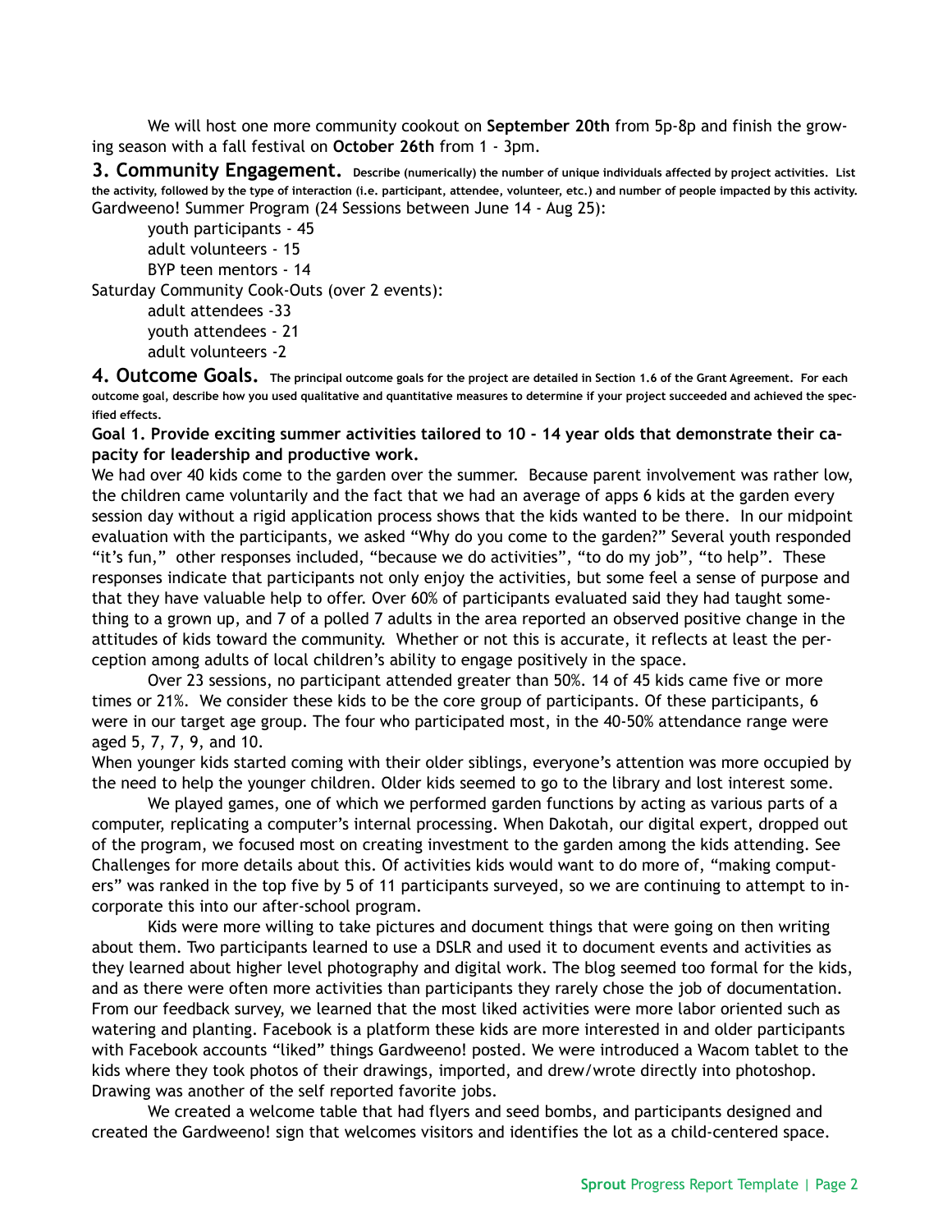We will host one more community cookout on **September 20th** from 5p-8p and finish the growing season with a fall festival on **October 26th** from 1 - 3pm.

## 3. Community Engagement.

**Describe (numerically) the number of unique individuals affected by project activities. List the activity, followed by the type of interaction (i.e. participant, attendee, volunteer, etc.) and number of people impacted by this activity.**

Gardweeno! Summer Program (24 Sessions between June 14 - Aug 25):

- youth participants - 45
- adult volunteers - 15
- BYP teen mentors - 14

Saturday Community Cook-Outs (over 2 events):

- adult attendees -33
- youth attendees - 21
- adult volunteers -2

## 4. Outcome Goals.

**The principal outcome goals for the project are detailed in Section 1.6 of the Grant Agreement. For each outcome goal, describe how you used qualitative and quantitative measures to determine if your project succeeded and achieved the specified effects.**

**Goal 1. Provide exciting summer activities tailored to 10 - 14 year olds that demonstrate their capacity for leadership and productive work.**

We had over 40 kids come to the garden over the summer. Because parent involvement was rather low, the children came voluntarily and the fact that we had an average of apps 6 kids at the garden every session day without a rigid application process shows that the kids wanted to be there. In our midpoint evaluation with the participants, we asked "Why do you come to the garden?" Several youth responded "it's fun," other responses included, "because we do activities", "to do my job", "to help". These responses indicate that participants not only enjoy the activities, but some feel a sense of purpose and that they have valuable help to offer. Over 60% of participants evaluated said they had taught something to a grown up, and 7 of a polled 7 adults in the area reported an observed positive change in the attitudes of kids toward the community. Whether or not this is accurate, it reflects at least the perception among adults of local children's ability to engage positively in the space.

Over 23 sessions, no participant attended greater than 50%. 14 of 45 kids came five or more times or 21%. We consider these kids to be the core group of participants. Of these participants, 6 were in our target age group. The four who participated most, in the 40-50% attendance range were aged 5, 7, 7, 9, and 10.

When younger kids started coming with their older siblings, everyone's attention was more occupied by the need to help the younger children. Older kids seemed to go to the library and lost interest some.

We played games, one of which we performed garden functions by acting as various parts of a computer, replicating a computer's internal processing. When Dakotah, our digital expert, dropped out of the program, we focused most on creating investment to the garden among the kids attending. See Challenges for more details about this. Of activities kids would want to do more of, "making computers" was ranked in the top five by 5 of 11 participants surveyed, so we are continuing to attempt to incorporate this into our after-school program.

Kids were more willing to take pictures and document things that were going on then writing about them. Two participants learned to use a DSLR and used it to document events and activities as they learned about higher level photography and digital work. The blog seemed too formal for the kids, and as there were often more activities than participants they rarely chose the job of documentation. From our feedback survey, we learned that the most liked activities were more labor oriented such as watering and planting. Facebook is a platform these kids are more interested in and older participants with Facebook accounts "liked" things Gardweeno! posted. We were introduced a Wacom tablet to the kids where they took photos of their drawings, imported, and drew/wrote directly into photoshop. Drawing was another of the self reported favorite jobs.

We created a welcome table that had flyers and seed bombs, and participants designed and created the Gardweeno! sign that welcomes visitors and identifies the lot as a child-centered space.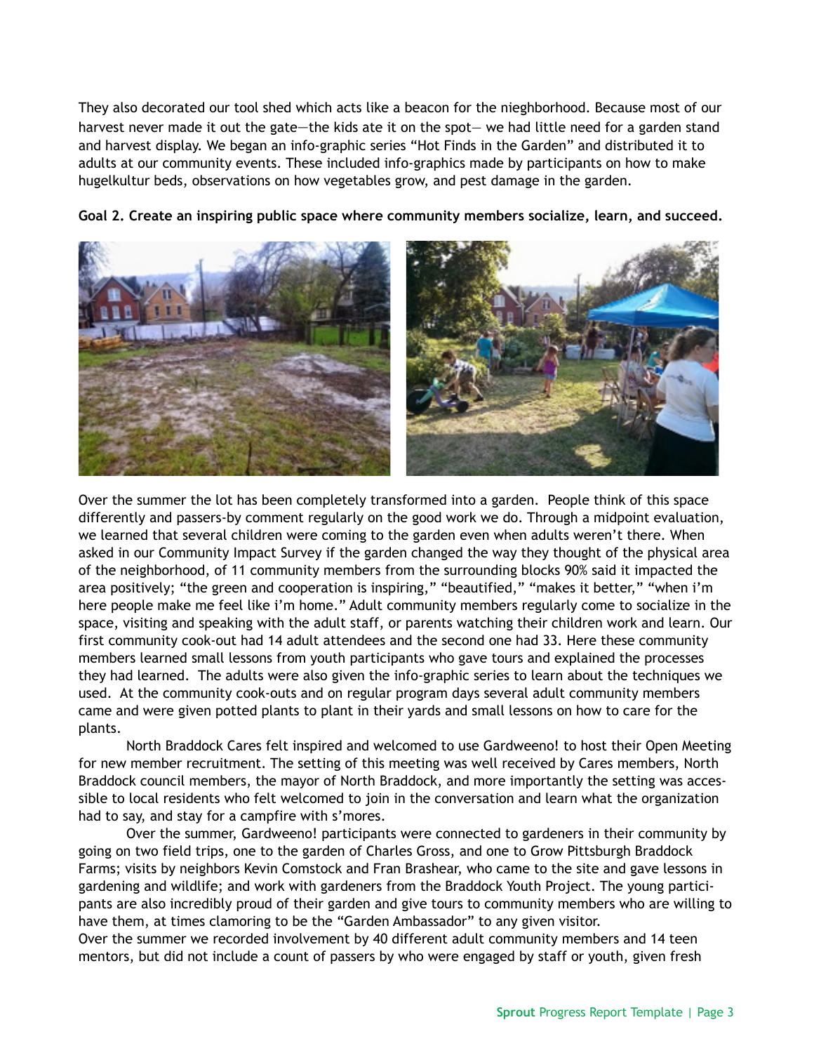They also decorated our tool shed which acts like a beacon for the nieghborhood. Because most of our harvest never made it out the gate—the kids ate it on the spot— we had little need for a garden stand and harvest display. We began an info-graphic series "Hot Finds in the Garden" and distributed it to adults at our community events. These included info-graphics made by participants on how to make hugelkultur beds, observations on how vegetables grow, and pest damage in the garden.

**Goal 2. Create an inspiring public space where community members socialize, learn, and succeed.**

Over the summer the lot has been completely transformed into a garden. People think of this space differently and passers-by comment regularly on the good work we do. Through a midpoint evaluation, we learned that several children were coming to the garden even when adults weren't there. When asked in our Community Impact Survey if the garden changed the way they thought of the physical area of the neighborhood, of 11 community members from the surrounding blocks 90% said it impacted the area positively; "the green and cooperation is inspiring," "beautified," "makes it better," "when i'm here people make me feel like i'm home." Adult community members regularly come to socialize in the space, visiting and speaking with the adult staff, or parents watching their children work and learn. Our first community cook-out had 14 adult attendees and the second one had 33. Here these community members learned small lessons from youth participants who gave tours and explained the processes they had learned. The adults were also given the info-graphic series to learn about the techniques we used. At the community cook-outs and on regular program days several adult community members came and were given potted plants to plant in their yards and small lessons on how to care for the plants.

North Braddock Cares felt inspired and welcomed to use Gardweeno! to host their Open Meeting for new member recruitment. The setting of this meeting was well received by Cares members, North Braddock council members, the mayor of North Braddock, and more importantly the setting was accessible to local residents who felt welcomed to join in the conversation and learn what the organization had to say, and stay for a campfire with s'mores.

Over the summer, Gardweeno! participants were connected to gardeners in their community by going on two field trips, one to the garden of Charles Gross, and one to Grow Pittsburgh Braddock Farms; visits by neighbors Kevin Comstock and Fran Brashear, who came to the site and gave lessons in gardening and wildlife; and work with gardeners from the Braddock Youth Project. The young participants are also incredibly proud of their garden and give tours to community members who are willing to have them, at times clamoring to be the "Garden Ambassador" to any given visitor.

Over the summer we recorded involvement by 40 different adult community members and 14 teen mentors, but did not include a count of passers by who were engaged by staff or youth, given fresh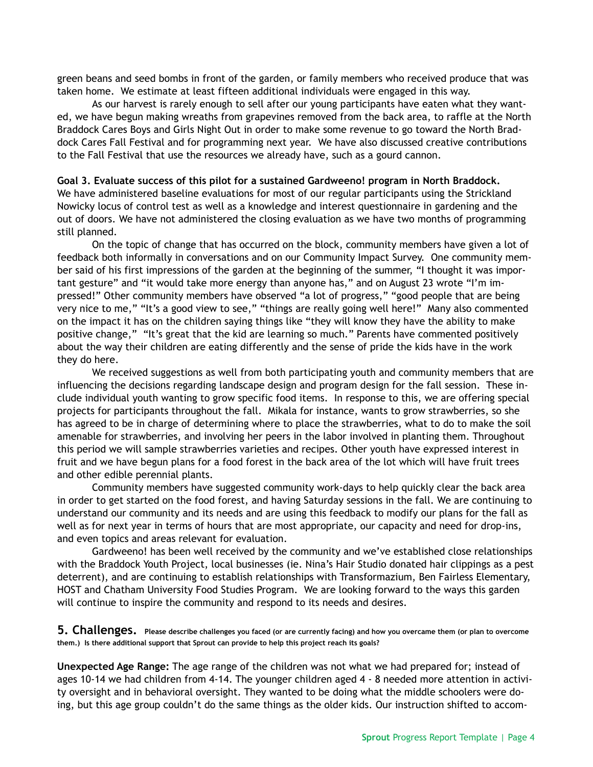green beans and seed bombs in front of the garden, or family members who received produce that was taken home. We estimate at least fifteen additional individuals were engaged in this way.

As our harvest is rarely enough to sell after our young participants have eaten what they wanted, we have begun making wreaths from grapevines removed from the back area, to raffle at the North Braddock Cares Boys and Girls Night Out in order to make some revenue to go toward the North Braddock Cares Fall Festival and for programming next year. We have also discussed creative contributions to the Fall Festival that use the resources we already have, such as a gourd cannon.

**Goal 3. Evaluate success of this pilot for a sustained Gardweeno! program in North Braddock.**
We have administered baseline evaluations for most of our regular participants using the Strickland Nowicky locus of control test as well as a knowledge and interest questionnaire in gardening and the out of doors. We have not administered the closing evaluation as we have two months of programming still planned.

On the topic of change that has occurred on the block, community members have given a lot of feedback both informally in conversations and on our Community Impact Survey. One community member said of his first impressions of the garden at the beginning of the summer, "I thought it was important gesture" and "it would take more energy than anyone has," and on August 23 wrote "I'm impressed!" Other community members have observed "a lot of progress," "good people that are being very nice to me," "It's a good view to see," "things are really going well here!" Many also commented on the impact it has on the children saying things like "they will know they have the ability to make positive change," "It's great that the kid are learning so much." Parents have commented positively about the way their children are eating differently and the sense of pride the kids have in the work they do here.

We received suggestions as well from both participating youth and community members that are influencing the decisions regarding landscape design and program design for the fall session. These include individual youth wanting to grow specific food items. In response to this, we are offering special projects for participants throughout the fall. Mikala for instance, wants to grow strawberries, so she has agreed to be in charge of determining where to place the strawberries, what to do to make the soil amenable for strawberries, and involving her peers in the labor involved in planting them. Throughout this period we will sample strawberries varieties and recipes. Other youth have expressed interest in fruit and we have begun plans for a food forest in the back area of the lot which will have fruit trees and other edible perennial plants.

Community members have suggested community work-days to help quickly clear the back area in order to get started on the food forest, and having Saturday sessions in the fall. We are continuing to understand our community and its needs and are using this feedback to modify our plans for the fall as well as for next year in terms of hours that are most appropriate, our capacity and need for drop-ins, and even topics and areas relevant for evaluation.

Gardweeno! has been well received by the community and we've established close relationships with the Braddock Youth Project, local businesses (ie. Nina's Hair Studio donated hair clippings as a pest deterrent), and are continuing to establish relationships with Transformazium, Ben Fairless Elementary, HOST and Chatham University Food Studies Program. We are looking forward to the ways this garden will continue to inspire the community and respond to its needs and desires.

## 5. Challenges.

**Please describe challenges you faced (or are currently facing) and how you overcame them (or plan to overcome them.) Is there additional support that Sprout can provide to help this project reach its goals?**

**Unexpected Age Range:** The age range of the children was not what we had prepared for; instead of ages 10-14 we had children from 4-14. The younger children aged 4 - 8 needed more attention in activity oversight and in behavioral oversight. They wanted to be doing what the middle schoolers were doing, but this age group couldn't do the same things as the older kids. Our instruction shifted to accom-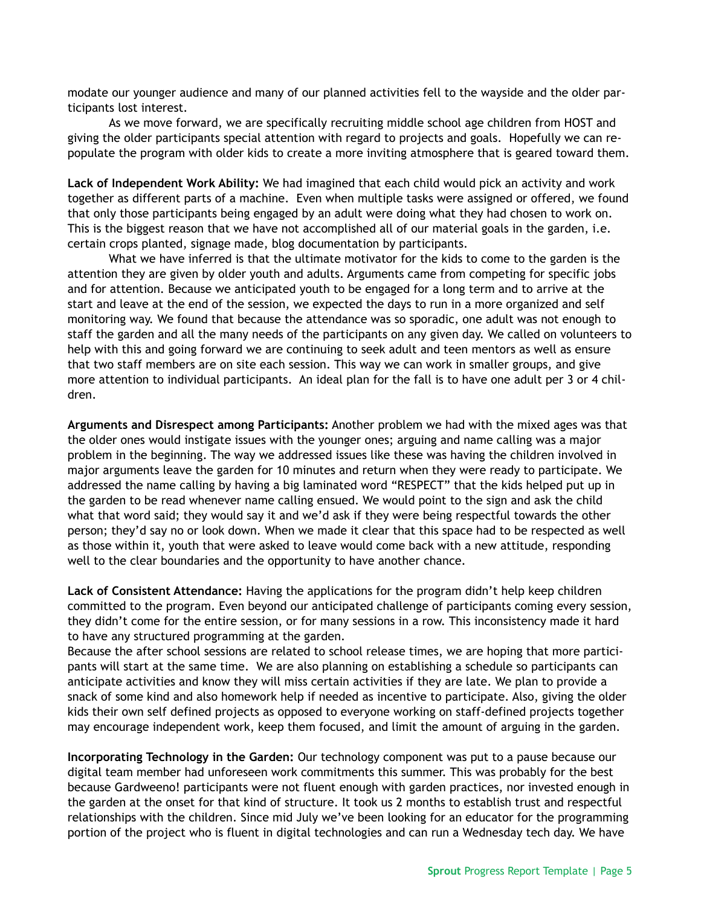modate our younger audience and many of our planned activities fell to the wayside and the older participants lost interest.

As we move forward, we are specifically recruiting middle school age children from HOST and giving the older participants special attention with regard to projects and goals. Hopefully we can repopulate the program with older kids to create a more inviting atmosphere that is geared toward them.

**Lack of Independent Work Ability:** We had imagined that each child would pick an activity and work together as different parts of a machine. Even when multiple tasks were assigned or offered, we found that only those participants being engaged by an adult were doing what they had chosen to work on. This is the biggest reason that we have not accomplished all of our material goals in the garden, i.e. certain crops planted, signage made, blog documentation by participants.

What we have inferred is that the ultimate motivator for the kids to come to the garden is the attention they are given by older youth and adults. Arguments came from competing for specific jobs and for attention. Because we anticipated youth to be engaged for a long term and to arrive at the start and leave at the end of the session, we expected the days to run in a more organized and self monitoring way. We found that because the attendance was so sporadic, one adult was not enough to staff the garden and all the many needs of the participants on any given day. We called on volunteers to help with this and going forward we are continuing to seek adult and teen mentors as well as ensure that two staff members are on site each session. This way we can work in smaller groups, and give more attention to individual participants. An ideal plan for the fall is to have one adult per 3 or 4 children.

**Arguments and Disrespect among Participants:** Another problem we had with the mixed ages was that the older ones would instigate issues with the younger ones; arguing and name calling was a major problem in the beginning. The way we addressed issues like these was having the children involved in major arguments leave the garden for 10 minutes and return when they were ready to participate. We addressed the name calling by having a big laminated word "RESPECT" that the kids helped put up in the garden to be read whenever name calling ensued. We would point to the sign and ask the child what that word said; they would say it and we'd ask if they were being respectful towards the other person; they'd say no or look down. When we made it clear that this space had to be respected as well as those within it, youth that were asked to leave would come back with a new attitude, responding well to the clear boundaries and the opportunity to have another chance.

**Lack of Consistent Attendance:** Having the applications for the program didn't help keep children committed to the program. Even beyond our anticipated challenge of participants coming every session, they didn't come for the entire session, or for many sessions in a row. This inconsistency made it hard to have any structured programming at the garden.

Because the after school sessions are related to school release times, we are hoping that more participants will start at the same time. We are also planning on establishing a schedule so participants can anticipate activities and know they will miss certain activities if they are late. We plan to provide a snack of some kind and also homework help if needed as incentive to participate. Also, giving the older kids their own self defined projects as opposed to everyone working on staff-defined projects together may encourage independent work, keep them focused, and limit the amount of arguing in the garden.

**Incorporating Technology in the Garden:** Our technology component was put to a pause because our digital team member had unforeseen work commitments this summer. This was probably for the best because Gardweeno! participants were not fluent enough with garden practices, nor invested enough in the garden at the onset for that kind of structure. It took us 2 months to establish trust and respectful relationships with the children. Since mid July we've been looking for an educator for the programming portion of the project who is fluent in digital technologies and can run a Wednesday tech day. We have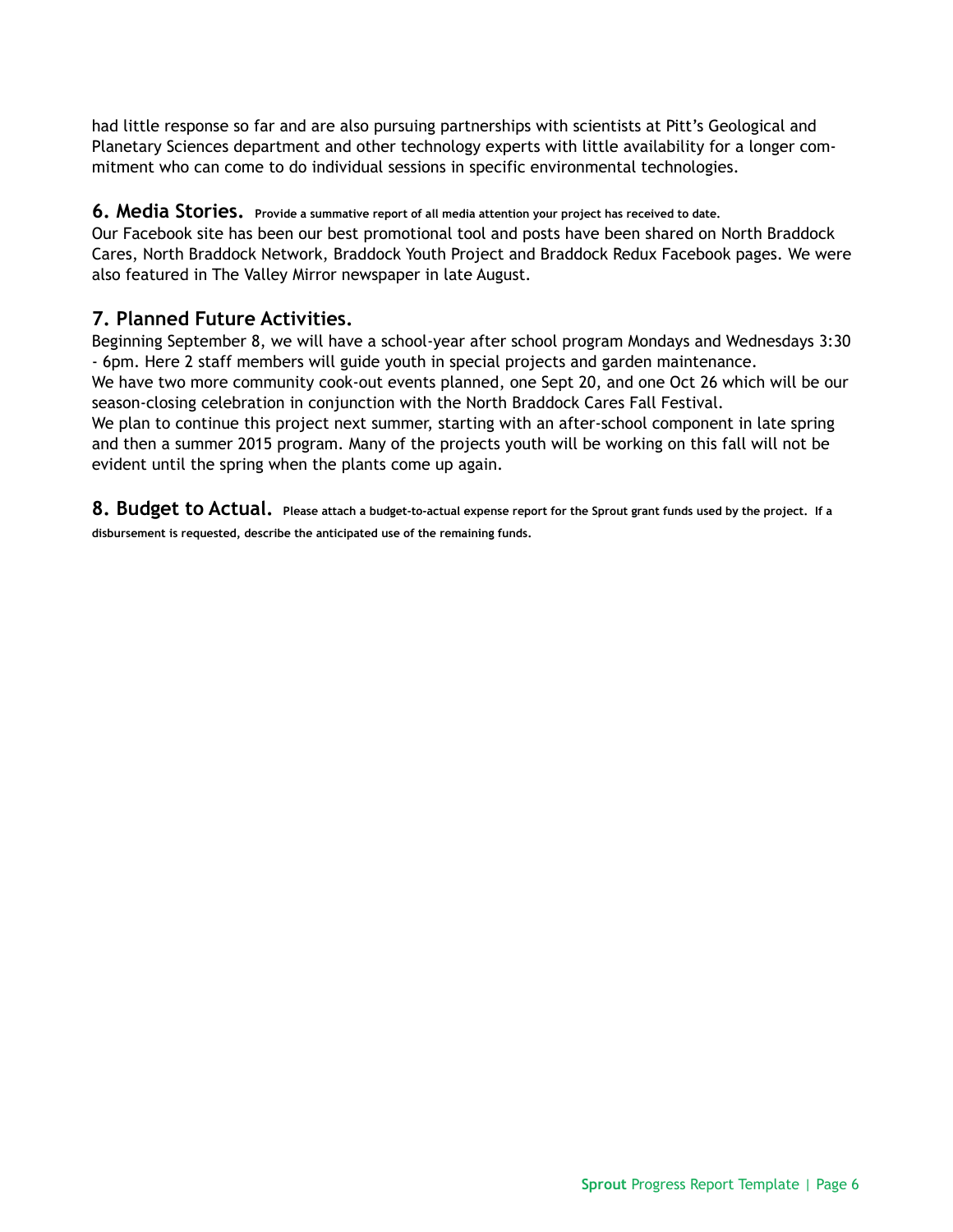had little response so far and are also pursuing partnerships with scientists at Pitt's Geological and Planetary Sciences department and other technology experts with little availability for a longer commitment who can come to do individual sessions in specific environmental technologies.

## 6. Media Stories. 

**Provide a summative report of all media attention your project has received to date.**

Our Facebook site has been our best promotional tool and posts have been shared on North Braddock Cares, North Braddock Network, Braddock Youth Project and Braddock Redux Facebook pages. We were also featured in The Valley Mirror newspaper in late August.

## 7. Planned Future Activities.

Beginning September 8, we will have a school-year after school program Mondays and Wednesdays 3:30 - 6pm. Here 2 staff members will guide youth in special projects and garden maintenance.
We have two more community cook-out events planned, one Sept 20, and one Oct 26 which will be our season-closing celebration in conjunction with the North Braddock Cares Fall Festival.
We plan to continue this project next summer, starting with an after-school component in late spring and then a summer 2015 program. Many of the projects youth will be working on this fall will not be evident until the spring when the plants come up again.

## 8. Budget to Actual. 

**Please attach a budget-to-actual expense report for the Sprout grant funds used by the project. If a disbursement is requested, describe the anticipated use of the remaining funds.**